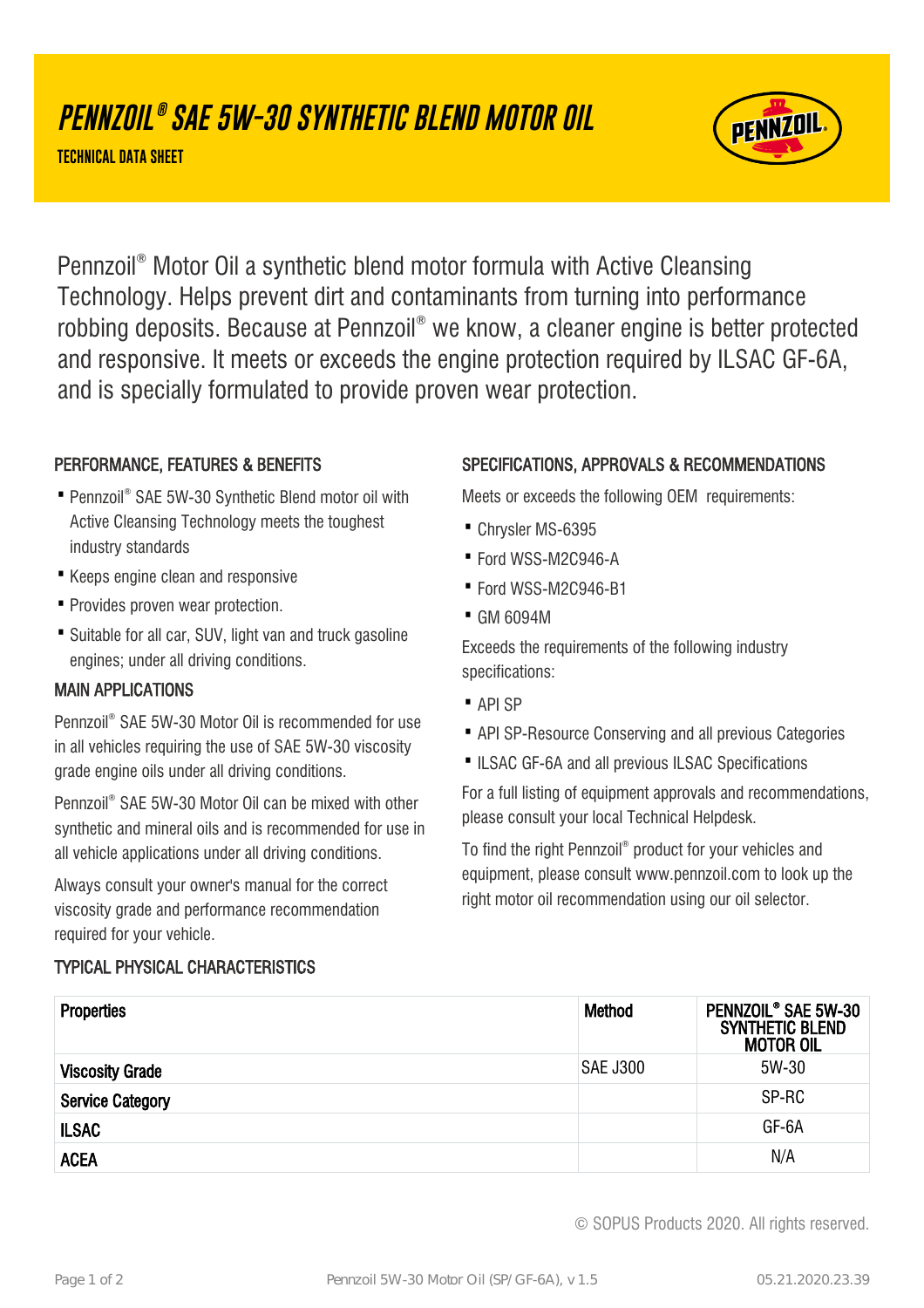# PENNZOIL® SAE 5W-30 SYNTHETIC BLEND MOTOR OIL

**TECHNICAL DATA SHEET**

Pennzoil® Motor Oil a synthetic blend motor formula with Active Cleansing Technology. Helps prevent dirt and contaminants from turning into performance robbing deposits. Because at Pennzoil® we know, a cleaner engine is better protected and responsive. It meets or exceeds the engine protection required by ILSAC GF-6A, and is specially formulated to provide proven wear protection.

## PERFORMANCE, FEATURES & BENEFITS

- Pennzoil® SAE 5W-30 Synthetic Blend motor oil with Active Cleansing Technology meets the toughest industry standards
- Keeps engine clean and responsive
- Provides proven wear protection.
- Suitable for all car, SUV, light van and truck gasoline engines; under all driving conditions.

## MAIN APPLICATIONS

Pennzoil® SAE 5W-30 Motor Oil is recommended for use in all vehicles requiring the use of SAE 5W-30 viscosity grade engine oils under all driving conditions.

Pennzoil® SAE 5W-30 Motor Oil can be mixed with other synthetic and mineral oils and is recommended for use in all vehicle applications under all driving conditions.

Always consult your owner's manual for the correct viscosity grade and performance recommendation required for your vehicle.

## SPECIFICATIONS, APPROVALS & RECOMMENDATIONS

Meets or exceeds the following OEM requirements:

- Chrysler MS-6395
- Ford WSS-M2C946-A
- Ford WSS-M2C946-B1
- GM 6094M

Exceeds the requirements of the following industry specifications:

- API SP
- API SP-Resource Conserving and all previous Categories
- ILSAC GF-6A and all previous ILSAC Specifications

For a full listing of equipment approvals and recommendations, please consult your local Technical Helpdesk.

To find the right Pennzoil® product for your vehicles and equipment, please consult www.pennzoil.com to look up the right motor oil recommendation using our oil selector.

## TYPICAL PHYSICAL CHARACTERISTICS

| Properties | Method | PENNZOIL® SAE 5W-30 SYNTHETIC BLEND MOTOR OIL |
|---|---|---|
| Viscosity Grade | SAE J300 | 5W-30 |
| Service Category | | SP-RC |
| ILSAC | | GF-6A |
| ACEA | | N/A |

© SOPUS Products 2020. All rights reserved.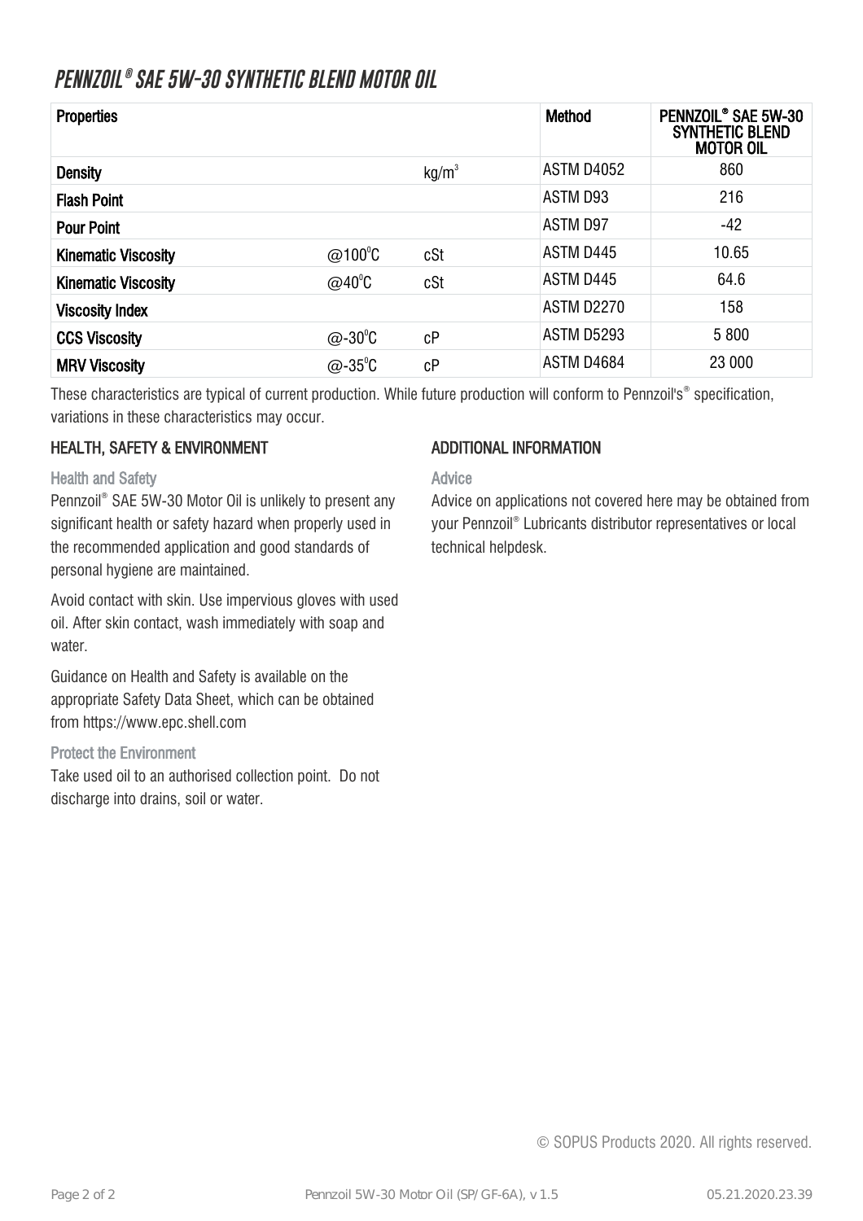# PENNZOIL® SAE 5W-30 SYNTHETIC BLEND MOTOR OIL

| Properties | | | Method | PENNZOIL® SAE 5W-30 SYNTHETIC BLEND MOTOR OIL |
|---|---|---|---|---|
| **Density** | | $kg/m^3$ | ASTM D4052 | 860 |
| **Flash Point** | | | ASTM D93 | 216 |
| **Pour Point** | | | ASTM D97 | -42 |
| **Kinematic Viscosity** | @100°C | cSt | ASTM D445 | 10.65 |
| **Kinematic Viscosity** | @40°C | cSt | ASTM D445 | 64.6 |
| **Viscosity Index** | | | ASTM D2270 | 158 |
| **CCS Viscosity** | @-30°C | cP | ASTM D5293 | 5 800 |
| **MRV Viscosity** | @-35°C | cP | ASTM D4684 | 23 000 |

These characteristics are typical of current production. While future production will conform to Pennzoil's® specification, variations in these characteristics may occur.

## HEALTH, SAFETY & ENVIRONMENT

### Health and Safety

Pennzoil® SAE 5W-30 Motor Oil is unlikely to present any significant health or safety hazard when properly used in the recommended application and good standards of personal hygiene are maintained.

Avoid contact with skin. Use impervious gloves with used oil. After skin contact, wash immediately with soap and water.

Guidance on Health and Safety is available on the appropriate Safety Data Sheet, which can be obtained from https://www.epc.shell.com

### Protect the Environment

Take used oil to an authorised collection point. Do not discharge into drains, soil or water.

## ADDITIONAL INFORMATION

### Advice

Advice on applications not covered here may be obtained from your Pennzoil® Lubricants distributor representatives or local technical helpdesk.

© SOPUS Products 2020. All rights reserved.